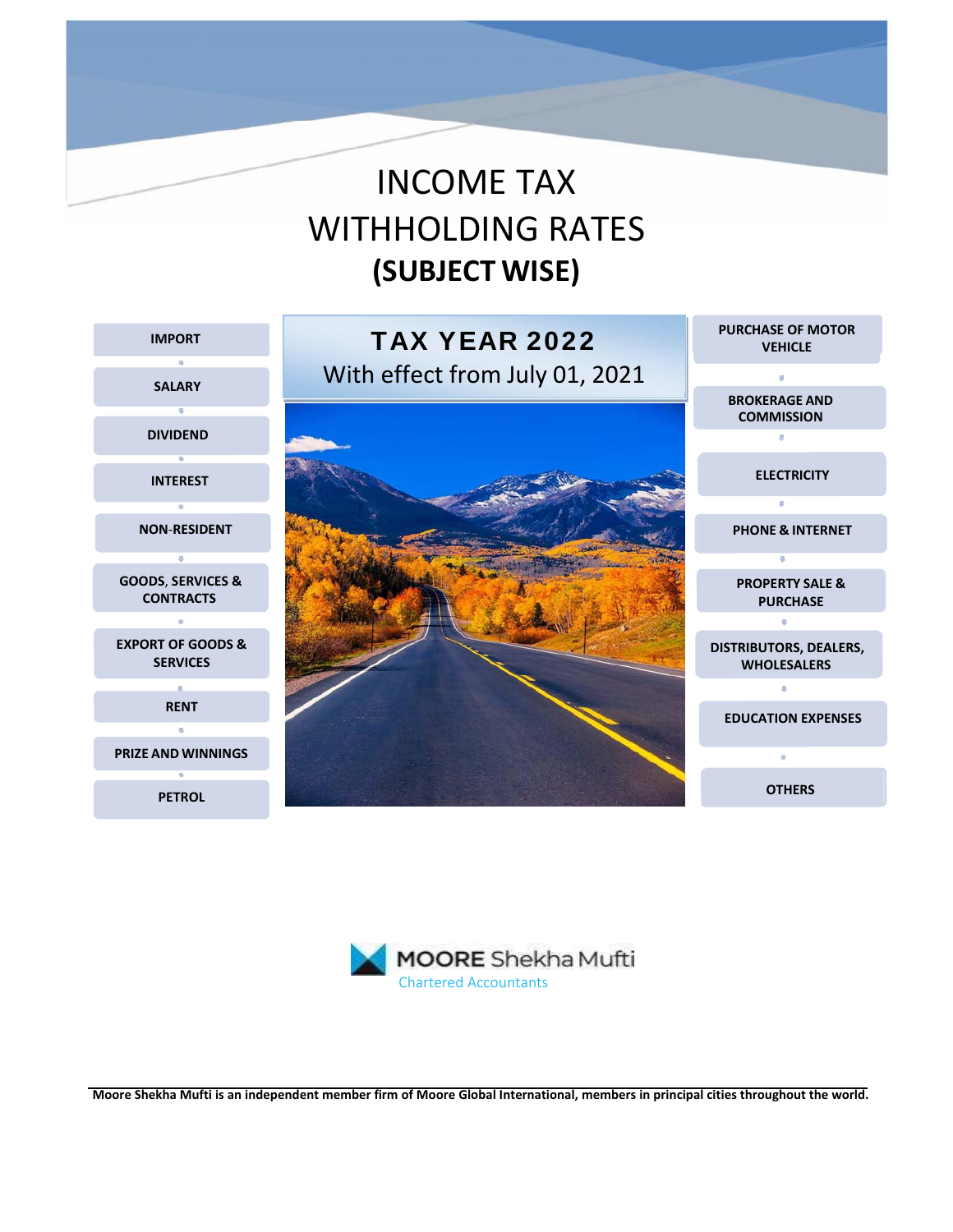# INCOME TAX WITHHOLDING RATES
## (SUBJECT WISE)

## TAX YEAR 2022
With effect from July 01, 2021

- IMPORT
- SALARY
- DIVIDEND
- INTEREST
- NON-RESIDENT
- GOODS, SERVICES & CONTRACTS
- EXPORT OF GOODS & SERVICES
- RENT
- PRIZE AND WINNINGS
- PETROL
- PURCHASE OF MOTOR VEHICLE
- BROKERAGE AND COMMISSION
- ELECTRICITY
- PHONE & INTERNET
- PROPERTY SALE & PURCHASE
- DISTRIBUTORS, DEALERS, WHOLESALERS
- EDUCATION EXPENSES
- OTHERS

MOORE Shekha Mufti
Chartered Accountants

**Moore Shekha Mufti is an independent member firm of Moore Global International, members in principal cities throughout the world.**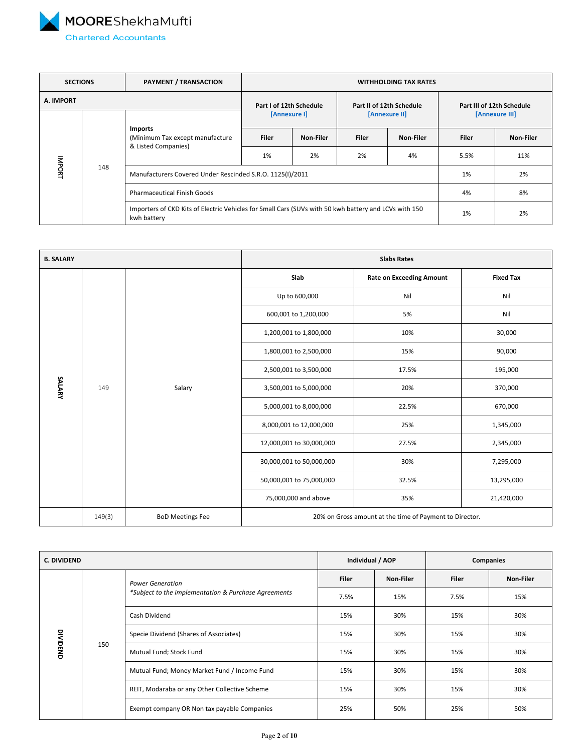| SECTIONS | | PAYMENT / TRANSACTION | WITHHOLDING TAX RATES | | | | | |
|---|---|---|---|---|---|---|---|---|
| A. IMPORT | | | Part I of 12th Schedule [Annexure I] | | Part II of 12th Schedule [Annexure II] | | Part III of 12th Schedule [Annexure III] | |
| IMPORT | 148 | **Imports** (Minimum Tax except manufacture & Listed Companies) | Filer | Non-Filer | Filer | Non-Filer | Filer | Non-Filer |
| | | | 1% | 2% | 2% | 4% | 5.5% | 11% |
| | | Manufacturers Covered Under Rescinded S.R.O. 1125(I)/2011 | | | | | 1% | 2% |
| | | Pharmaceutical Finish Goods | | | | | 4% | 8% |
| | | Importers of CKD Kits of Electric Vehicles for Small Cars (SUVs with 50 kwh battery and LCVs with 150 kwh battery | | | | | 1% | 2% |

| B. SALARY | | | Slabs Rates | | |
|---|---|---|---|---|---|
| | | | Slab | Rate on Exceeding Amount | Fixed Tax |
| SALARY | 149 | Salary | Up to 600,000 | Nil | Nil |
| | | | 600,001 to 1,200,000 | 5% | Nil |
| | | | 1,200,001 to 1,800,000 | 10% | 30,000 |
| | | | 1,800,001 to 2,500,000 | 15% | 90,000 |
| | | | 2,500,001 to 3,500,000 | 17.5% | 195,000 |
| | | | 3,500,001 to 5,000,000 | 20% | 370,000 |
| | | | 5,000,001 to 8,000,000 | 22.5% | 670,000 |
| | | | 8,000,001 to 12,000,000 | 25% | 1,345,000 |
| | | | 12,000,001 to 30,000,000 | 27.5% | 2,345,000 |
| | | | 30,000,001 to 50,000,000 | 30% | 7,295,000 |
| | | | 50,000,001 to 75,000,000 | 32.5% | 13,295,000 |
| | | | 75,000,000 and above | 35% | 21,420,000 |
| | 149(3) | BoD Meetings Fee | 20% on Gross amount at the time of Payment to Director. | | |

| C. DIVIDEND | | | Individual / AOP | | Companies | |
|---|---|---|---|---|---|---|
| DIVIDEND | 150 | *Power Generation* *\*Subject to the implementation & Purchase Agreements* | Filer | Non-Filer | Filer | Non-Filer |
| | | | 7.5% | 15% | 7.5% | 15% |
| | | Cash Dividend | 15% | 30% | 15% | 30% |
| | | Specie Dividend (Shares of Associates) | 15% | 30% | 15% | 30% |
| | | Mutual Fund; Stock Fund | 15% | 30% | 15% | 30% |
| | | Mutual Fund; Money Market Fund / Income Fund | 15% | 30% | 15% | 30% |
| | | REIT, Modaraba or any Other Collective Scheme | 15% | 30% | 15% | 30% |
| | | Exempt company OR Non tax payable Companies | 25% | 50% | 25% | 50% |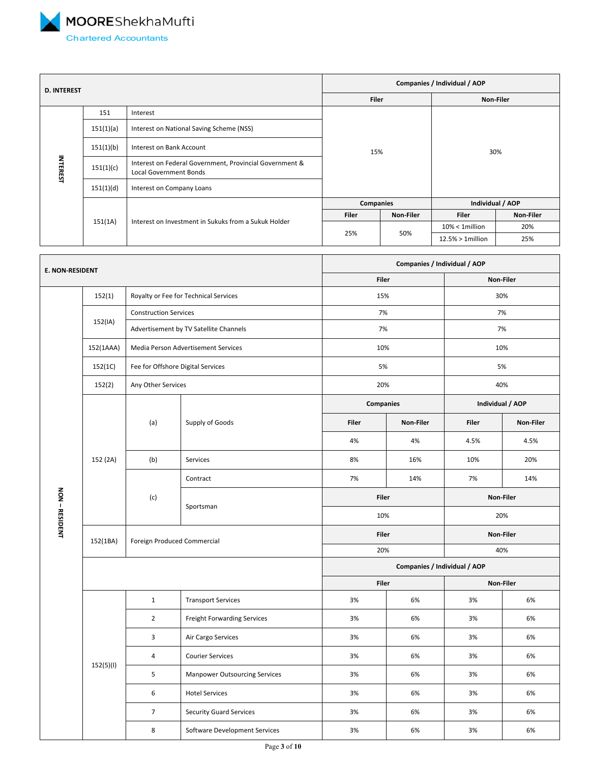| D. INTEREST | | | Companies / Individual / AOP | | | |
|---|---|---|---|---|---|---|
| | | | Filer | | Non-Filer | |
| INTEREST | 151 | Interest | 15% | | 30% | |
| | 151(1)(a) | Interest on National Saving Scheme (NSS) | | | | |
| | 151(1)(b) | Interest on Bank Account | | | | |
| | 151(1)(c) | Interest on Federal Government, Provincial Government & Local Government Bonds | | | | |
| | 151(1)(d) | Interest on Company Loans | | | | |
| | 151(1A) | Interest on Investment in Sukuks from a Sukuk Holder | Companies | | Individual / AOP | |
| | | | Filer | Non-Filer | Filer | Non-Filer |
| | | | 25% | 50% | 10% < 1million | 20% |
| | | | | | 12.5% > 1million | 25% |

| E. NON-RESIDENT | | | | Companies / Individual / AOP | | | |
|---|---|---|---|---|---|---|---|
| | | | | Filer | | Non-Filer | |
| NON – RESIDENT | 152(1) | Royalty or Fee for Technical Services | | 15% | | 30% | |
| | 152(IA) | Construction Services | | 7% | | 7% | |
| | | Advertisement by TV Satellite Channels | | 7% | | 7% | |
| | 152(1AAA) | Media Person Advertisement Services | | 10% | | 10% | |
| | 152(1C) | Fee for Offshore Digital Services | | 5% | | 5% | |
| | 152(2) | Any Other Services | | 20% | | 40% | |
| | 152 (2A) | (a) | Supply of Goods | Companies | | Individual / AOP | |
| | | | | Filer | Non-Filer | Filer | Non-Filer |
| | | | | 4% | 4% | 4.5% | 4.5% |
| | | (b) | Services | 8% | 16% | 10% | 20% |
| | | (c) | Contract | 7% | 14% | 7% | 14% |
| | | | Sportsman | Filer | | Non-Filer | |
| | | | | 10% | | 20% | |
| | 152(1BA) | Foreign Produced Commercial | | Filer | | Non-Filer | |
| | | | | 20% | | 40% | |
| | | | | Companies / Individual / AOP | | | |
| | | | | Filer | | Non-Filer | |
| | 152(5)(I) | 1 | Transport Services | 3% | 6% | 3% | 6% |
| | | 2 | Freight Forwarding Services | 3% | 6% | 3% | 6% |
| | | 3 | Air Cargo Services | 3% | 6% | 3% | 6% |
| | | 4 | Courier Services | 3% | 6% | 3% | 6% |
| | | 5 | Manpower Outsourcing Services | 3% | 6% | 3% | 6% |
| | | 6 | Hotel Services | 3% | 6% | 3% | 6% |
| | | 7 | Security Guard Services | 3% | 6% | 3% | 6% |
| | | 8 | Software Development Services | 3% | 6% | 3% | 6% |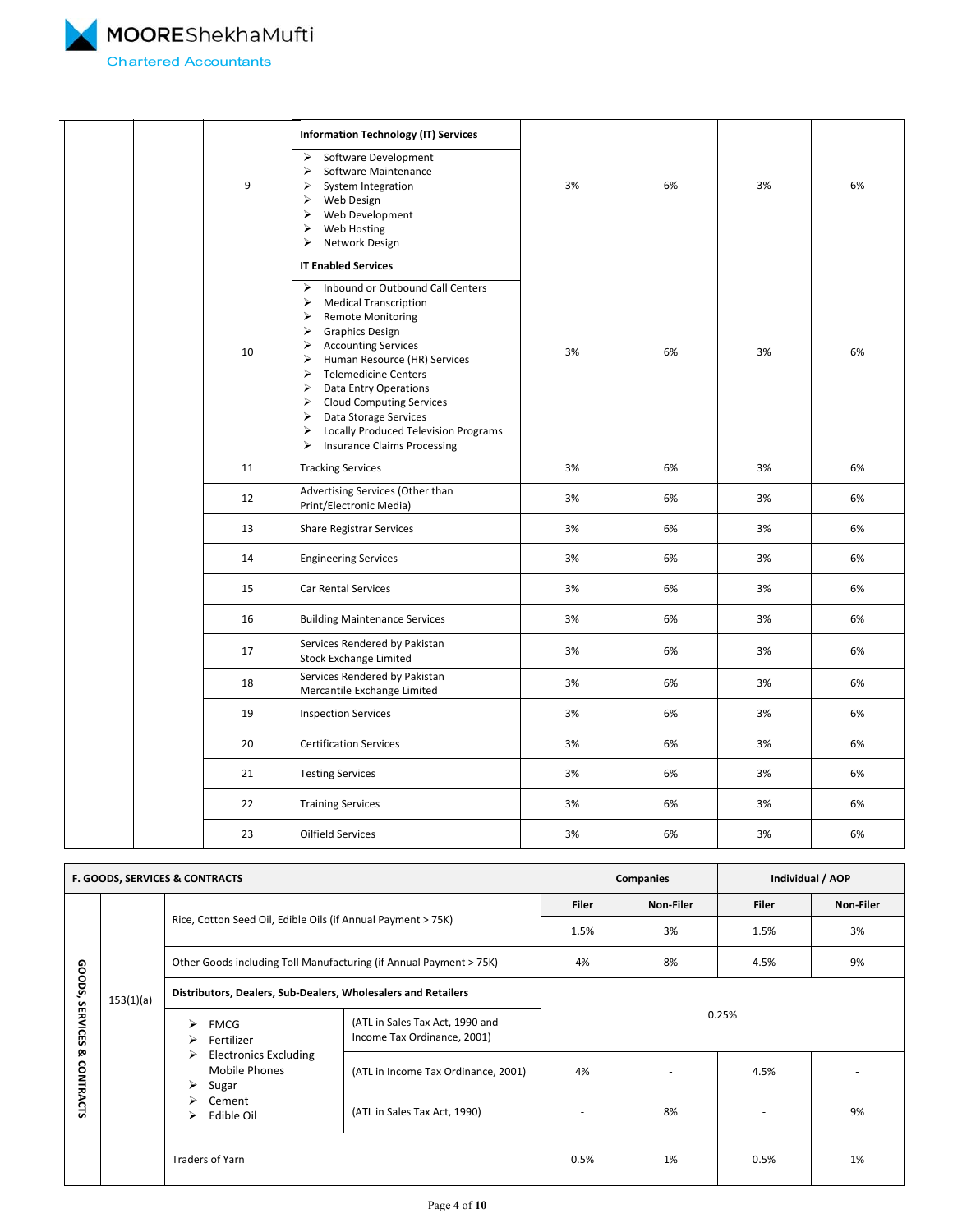| | | | | | | | |
|---|---|---|---|---|---|---|---|
| | | 9 | **Information Technology (IT) Services**<br>➢ Software Development<br>➢ Software Maintenance<br>➢ System Integration<br>➢ Web Design<br>➢ Web Development<br>➢ Web Hosting<br>➢ Network Design | 3% | 6% | 3% | 6% |
| | | 10 | **IT Enabled Services**<br>➢ Inbound or Outbound Call Centers<br>➢ Medical Transcription<br>➢ Remote Monitoring<br>➢ Graphics Design<br>➢ Accounting Services<br>➢ Human Resource (HR) Services<br>➢ Telemedicine Centers<br>➢ Data Entry Operations<br>➢ Cloud Computing Services<br>➢ Data Storage Services<br>➢ Locally Produced Television Programs<br>➢ Insurance Claims Processing | 3% | 6% | 3% | 6% |
| | | 11 | Tracking Services | 3% | 6% | 3% | 6% |
| | | 12 | Advertising Services (Other than Print/Electronic Media) | 3% | 6% | 3% | 6% |
| | | 13 | Share Registrar Services | 3% | 6% | 3% | 6% |
| | | 14 | Engineering Services | 3% | 6% | 3% | 6% |
| | | 15 | Car Rental Services | 3% | 6% | 3% | 6% |
| | | 16 | Building Maintenance Services | 3% | 6% | 3% | 6% |
| | | 17 | Services Rendered by Pakistan Stock Exchange Limited | 3% | 6% | 3% | 6% |
| | | 18 | Services Rendered by Pakistan Mercantile Exchange Limited | 3% | 6% | 3% | 6% |
| | | 19 | Inspection Services | 3% | 6% | 3% | 6% |
| | | 20 | Certification Services | 3% | 6% | 3% | 6% |
| | | 21 | Testing Services | 3% | 6% | 3% | 6% |
| | | 22 | Training Services | 3% | 6% | 3% | 6% |
| | | 23 | Oilfield Services | 3% | 6% | 3% | 6% |

| **F. GOODS, SERVICES & CONTRACTS** | | | | **Companies** | | **Individual / AOP** | |
|---|---|---|---|---|---|---|---|
| | | | | **Filer** | **Non-Filer** | **Filer** | **Non-Filer** |
| **GOODS, SERVICES & CONTRACTS** | 153(1)(a) | Rice, Cotton Seed Oil, Edible Oils (if Annual Payment > 75K) | | 1.5% | 3% | 1.5% | 3% |
| | | Other Goods including Toll Manufacturing (if Annual Payment > 75K) | | 4% | 8% | 4.5% | 9% |
| | | **Distributors, Dealers, Sub-Dealers, Wholesalers and Retailers** | | | | | |
| | | ➢ FMCG<br>➢ Fertilizer<br>➢ Electronics Excluding Mobile Phones<br>➢ Sugar<br>➢ Cement<br>➢ Edible Oil | (ATL in Sales Tax Act, 1990 and Income Tax Ordinance, 2001) | 0.25% | | | |
| | | | (ATL in Income Tax Ordinance, 2001) | 4% | - | 4.5% | - |
| | | | (ATL in Sales Tax Act, 1990) | - | 8% | - | 9% |
| | | Traders of Yarn | | 0.5% | 1% | 0.5% | 1% |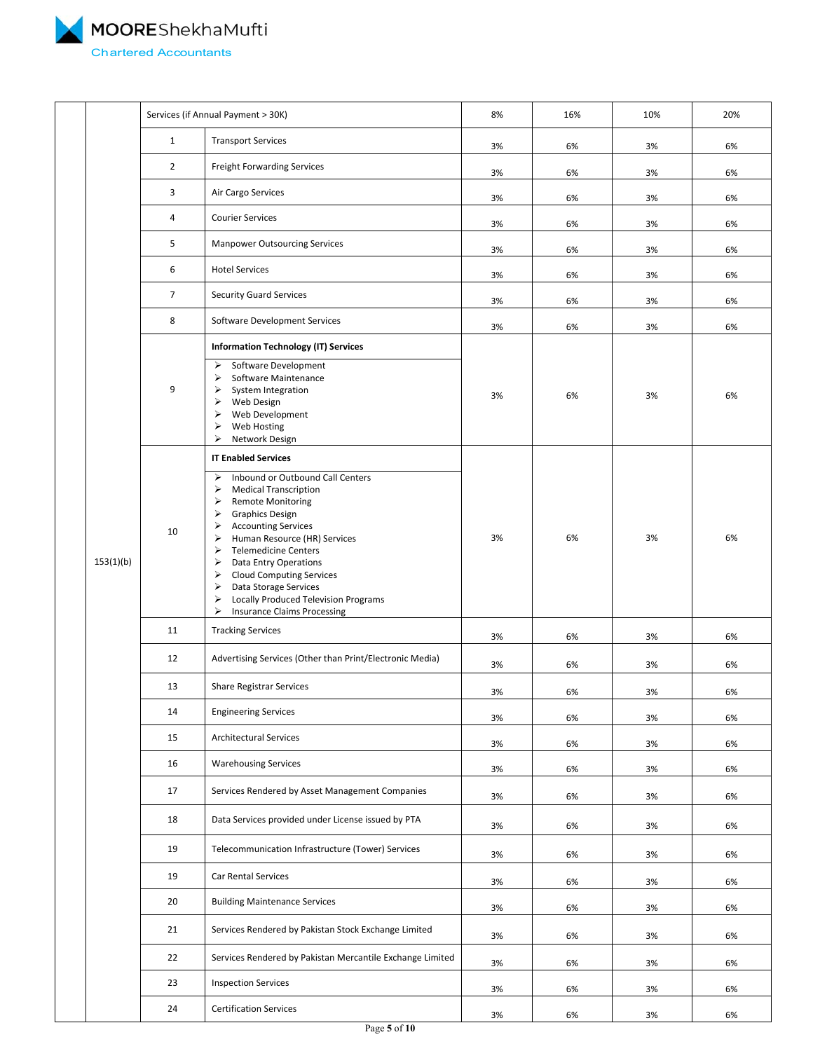| | | | | | | | |
|---|---|---|---|---|---|---|---|
| | | Services (if Annual Payment > 30K) | | 8% | 16% | 10% | 20% |
| | | 1 | Transport Services | 3% | 6% | 3% | 6% |
| | | 2 | Freight Forwarding Services | 3% | 6% | 3% | 6% |
| | | 3 | Air Cargo Services | 3% | 6% | 3% | 6% |
| | | 4 | Courier Services | 3% | 6% | 3% | 6% |
| | | 5 | Manpower Outsourcing Services | 3% | 6% | 3% | 6% |
| | | 6 | Hotel Services | 3% | 6% | 3% | 6% |
| | | 7 | Security Guard Services | 3% | 6% | 3% | 6% |
| | | 8 | Software Development Services | 3% | 6% | 3% | 6% |
| | | 9 | **Information Technology (IT) Services**<br>➢ Software Development<br>➢ Software Maintenance<br>➢ System Integration<br>➢ Web Design<br>➢ Web Development<br>➢ Web Hosting<br>➢ Network Design | 3% | 6% | 3% | 6% |
| | 153(1)(b) | 10 | **IT Enabled Services**<br>➢ Inbound or Outbound Call Centers<br>➢ Medical Transcription<br>➢ Remote Monitoring<br>➢ Graphics Design<br>➢ Accounting Services<br>➢ Human Resource (HR) Services<br>➢ Telemedicine Centers<br>➢ Data Entry Operations<br>➢ Cloud Computing Services<br>➢ Data Storage Services<br>➢ Locally Produced Television Programs<br>➢ Insurance Claims Processing | 3% | 6% | 3% | 6% |
| | | 11 | Tracking Services | 3% | 6% | 3% | 6% |
| | | 12 | Advertising Services (Other than Print/Electronic Media) | 3% | 6% | 3% | 6% |
| | | 13 | Share Registrar Services | 3% | 6% | 3% | 6% |
| | | 14 | Engineering Services | 3% | 6% | 3% | 6% |
| | | 15 | Architectural Services | 3% | 6% | 3% | 6% |
| | | 16 | Warehousing Services | 3% | 6% | 3% | 6% |
| | | 17 | Services Rendered by Asset Management Companies | 3% | 6% | 3% | 6% |
| | | 18 | Data Services provided under License issued by PTA | 3% | 6% | 3% | 6% |
| | | 19 | Telecommunication Infrastructure (Tower) Services | 3% | 6% | 3% | 6% |
| | | 19 | Car Rental Services | 3% | 6% | 3% | 6% |
| | | 20 | Building Maintenance Services | 3% | 6% | 3% | 6% |
| | | 21 | Services Rendered by Pakistan Stock Exchange Limited | 3% | 6% | 3% | 6% |
| | | 22 | Services Rendered by Pakistan Mercantile Exchange Limited | 3% | 6% | 3% | 6% |
| | | 23 | Inspection Services | 3% | 6% | 3% | 6% |
| | | 24 | Certification Services | 3% | 6% | 3% | 6% |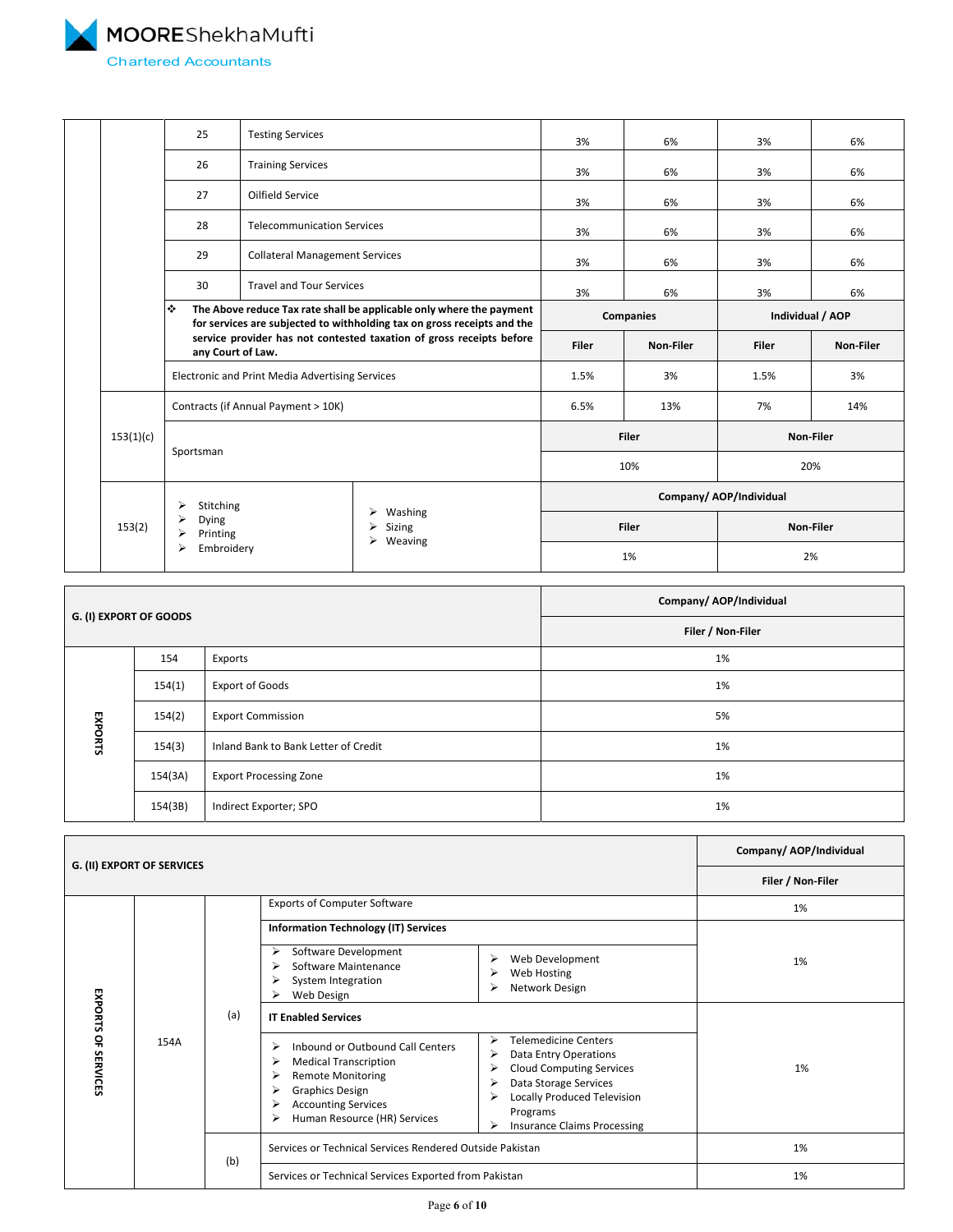|  |  | No. | Services | Companies Filer | Companies Non-Filer | Individual / AOP Filer | Individual / AOP Non-Filer |
|---|---|---|---|---|---|---|---|
|  |  | 25 | Testing Services | 3% | 6% | 3% | 6% |
|  |  | 26 | Training Services | 3% | 6% | 3% | 6% |
|  |  | 27 | Oilfield Service | 3% | 6% | 3% | 6% |
|  |  | 28 | Telecommunication Services | 3% | 6% | 3% | 6% |
|  |  | 29 | Collateral Management Services | 3% | 6% | 3% | 6% |
|  |  | 30 | Travel and Tour Services | 3% | 6% | 3% | 6% |
|  |  | ❖ | **The Above reduce Tax rate shall be applicable only where the payment for services are subjected to withholding tax on gross receipts and the service provider has not contested taxation of gross receipts before any Court of Law.** | **Companies** | | **Individual / AOP** | |
|  |  |  |  | **Filer** | **Non-Filer** | **Filer** | **Non-Filer** |
|  |  | Electronic and Print Media Advertising Services | | 1.5% | 3% | 1.5% | 3% |
|  |  | Contracts (if Annual Payment > 10K) | | 6.5% | 13% | 7% | 14% |
|  | 153(1)(c) | Sportsman | | **Filer** | | **Non-Filer** | |
|  |  |  |  | 10% | | 20% | |
|  | 153(2) | ➢ Stitching ➢ Dying ➢ Printing ➢ Embroidery | ➢ Washing ➢ Sizing ➢ Weaving | **Company/ AOP/Individual** | | | |
|  |  |  |  | **Filer** | | **Non-Filer** | |
|  |  |  |  | 1% | | 2% | |

| **G. (I) EXPORT OF GOODS** | | | **Company/ AOP/Individual** |
|---|---|---|---|
|  |  |  | **Filer / Non-Filer** |
| EXPORTS | 154 | Exports | 1% |
|  | 154(1) | Export of Goods | 1% |
|  | 154(2) | Export Commission | 5% |
|  | 154(3) | Inland Bank to Bank Letter of Credit | 1% |
|  | 154(3A) | Export Processing Zone | 1% |
|  | 154(3B) | Indirect Exporter; SPO | 1% |

| **G. (II) EXPORT OF SERVICES** | | | | | **Company/ AOP/Individual** |
|---|---|---|---|---|---|
|  |  |  |  |  | **Filer / Non-Filer** |
| EXPORTS OF SERVICES | 154A | (a) | Exports of Computer Software | | 1% |
|  |  |  | **Information Technology (IT) Services** | | |
|  |  |  | ➢ Software Development ➢ Software Maintenance ➢ System Integration ➢ Web Design | ➢ Web Development ➢ Web Hosting ➢ Network Design | 1% |
|  |  |  | **IT Enabled Services** | | |
|  |  |  | ➢ Inbound or Outbound Call Centers ➢ Medical Transcription ➢ Remote Monitoring ➢ Graphics Design ➢ Accounting Services ➢ Human Resource (HR) Services | ➢ Telemedicine Centers ➢ Data Entry Operations ➢ Cloud Computing Services ➢ Data Storage Services ➢ Locally Produced Television Programs ➢ Insurance Claims Processing | 1% |
|  |  | (b) | Services or Technical Services Rendered Outside Pakistan | | 1% |
|  |  |  | Services or Technical Services Exported from Pakistan | | 1% |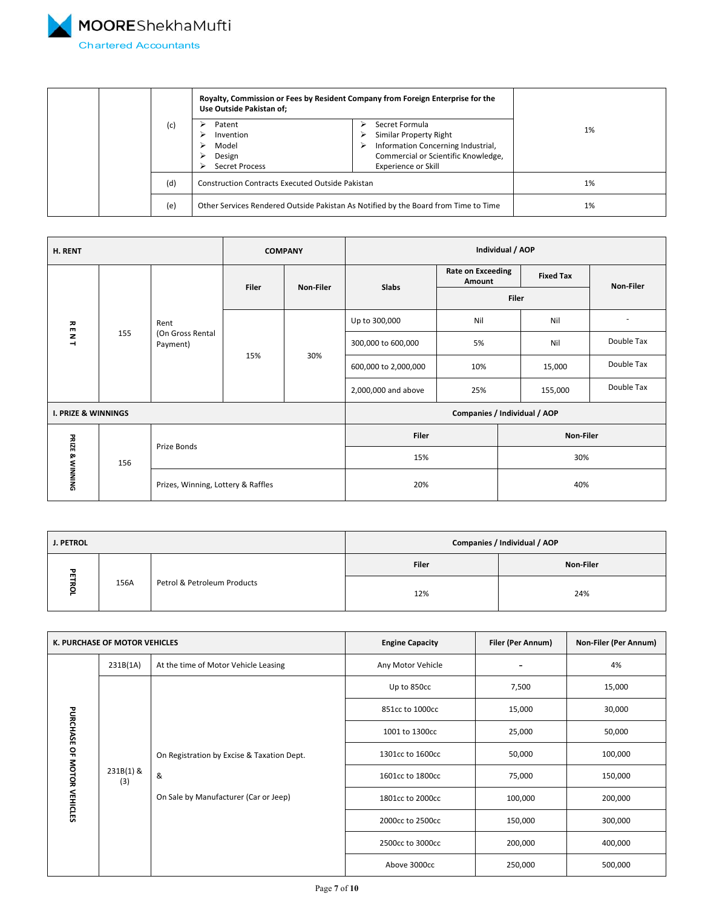|  |  |  | Royalty, Commission or Fees by Resident Company from Foreign Enterprise for the Use Outside Pakistan of; |  |  |
|---|---|---|---|---|---|
|  |  | (c) | ➢ Patent<br>➢ Invention<br>➢ Model<br>➢ Design<br>➢ Secret Process | ➢ Secret Formula<br>➢ Similar Property Right<br>➢ Information Concerning Industrial, Commercial or Scientific Knowledge, Experience or Skill | 1% |
|  |  | (d) | Construction Contracts Executed Outside Pakistan |  | 1% |
|  |  | (e) | Other Services Rendered Outside Pakistan As Notified by the Board from Time to Time |  | 1% |

| H. RENT | | | COMPANY | | Individual / AOP | | | |
|---|---|---|---|---|---|---|---|---|
| | | | Filer | Non-Filer | Slabs | Rate on Exceeding Amount | Fixed Tax | Non-Filer |
| | | | | | | Filer | | |
| RENT | 155 | Rent (On Gross Rental Payment) | 15% | 30% | Up to 300,000 | Nil | Nil | - |
| | | | | | 300,000 to 600,000 | 5% | Nil | Double Tax |
| | | | | | 600,000 to 2,000,000 | 10% | 15,000 | Double Tax |
| | | | | | 2,000,000 and above | 25% | 155,000 | Double Tax |

| I. PRIZE & WINNINGS | | | Companies / Individual / AOP | |
|---|---|---|---|---|
| | | | Filer | Non-Filer |
| PRIZE & WINNING | 156 | Prize Bonds | 15% | 30% |
| | | Prizes, Winning, Lottery & Raffles | 20% | 40% |

| J. PETROL | | | Companies / Individual / AOP | |
|---|---|---|---|---|
| | | | Filer | Non-Filer |
| PETROL | 156A | Petrol & Petroleum Products | 12% | 24% |

| K. PURCHASE OF MOTOR VEHICLES | | | Engine Capacity | Filer (Per Annum) | Non-Filer (Per Annum) |
|---|---|---|---|---|---|
| PURCHASE OF MOTOR VEHICLES | 231B(1A) | At the time of Motor Vehicle Leasing | Any Motor Vehicle | - | 4% |
| | 231B(1) & (3) | On Registration by Excise & Taxation Dept. & On Sale by Manufacturer (Car or Jeep) | Up to 850cc | 7,500 | 15,000 |
| | | | 851cc to 1000cc | 15,000 | 30,000 |
| | | | 1001 to 1300cc | 25,000 | 50,000 |
| | | | 1301cc to 1600cc | 50,000 | 100,000 |
| | | | 1601cc to 1800cc | 75,000 | 150,000 |
| | | | 1801cc to 2000cc | 100,000 | 200,000 |
| | | | 2000cc to 2500cc | 150,000 | 300,000 |
| | | | 2500cc to 3000cc | 200,000 | 400,000 |
| | | | Above 3000cc | 250,000 | 500,000 |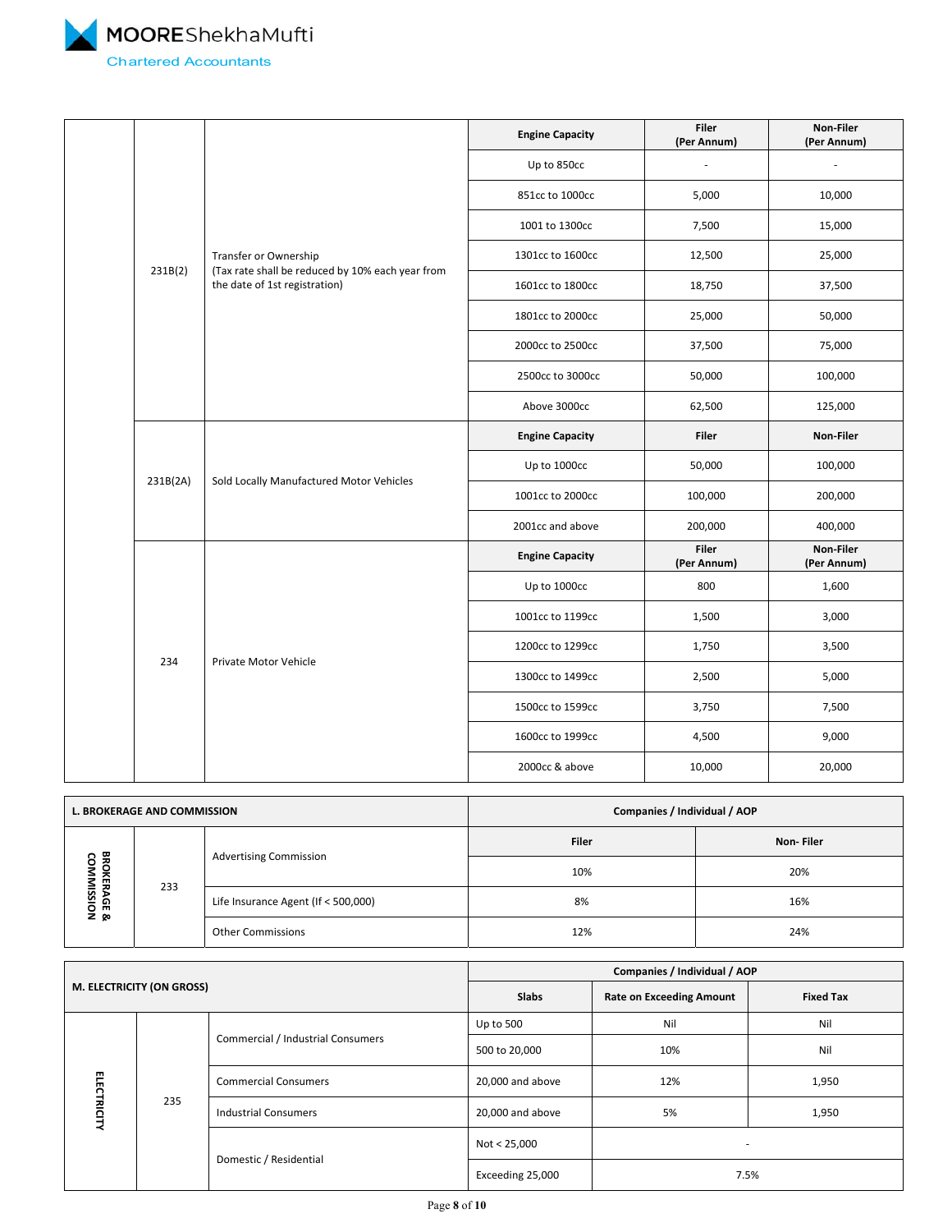| | Section | Description | Engine Capacity | Filer (Per Annum) | Non-Filer (Per Annum) |
|---|---|---|---|---|---|
| | 231B(2) | Transfer or Ownership (Tax rate shall be reduced by 10% each year from the date of 1st registration) | Up to 850cc | - | - |
| | | | 851cc to 1000cc | 5,000 | 10,000 |
| | | | 1001 to 1300cc | 7,500 | 15,000 |
| | | | 1301cc to 1600cc | 12,500 | 25,000 |
| | | | 1601cc to 1800cc | 18,750 | 37,500 |
| | | | 1801cc to 2000cc | 25,000 | 50,000 |
| | | | 2000cc to 2500cc | 37,500 | 75,000 |
| | | | 2500cc to 3000cc | 50,000 | 100,000 |
| | | | Above 3000cc | 62,500 | 125,000 |
| | 231B(2A) | Sold Locally Manufactured Motor Vehicles | **Engine Capacity** | **Filer** | **Non-Filer** |
| | | | Up to 1000cc | 50,000 | 100,000 |
| | | | 1001cc to 2000cc | 100,000 | 200,000 |
| | | | 2001cc and above | 200,000 | 400,000 |
| | 234 | Private Motor Vehicle | **Engine Capacity** | **Filer (Per Annum)** | **Non-Filer (Per Annum)** |
| | | | Up to 1000cc | 800 | 1,600 |
| | | | 1001cc to 1199cc | 1,500 | 3,000 |
| | | | 1200cc to 1299cc | 1,750 | 3,500 |
| | | | 1300cc to 1499cc | 2,500 | 5,000 |
| | | | 1500cc to 1599cc | 3,750 | 7,500 |
| | | | 1600cc to 1999cc | 4,500 | 9,000 |
| | | | 2000cc & above | 10,000 | 20,000 |

| **L. BROKERAGE AND COMMISSION** | | | **Companies / Individual / AOP** | |
|---|---|---|---|---|
| | | | **Filer** | **Non- Filer** |
| BROKERAGE & COMMISSION | 233 | Advertising Commission | 10% | 20% |
| | | Life Insurance Agent (If < 500,000) | 8% | 16% |
| | | Other Commissions | 12% | 24% |

| **M. ELECTRICITY (ON GROSS)** | | | **Companies / Individual / AOP** | | |
|---|---|---|---|---|---|
| | | | **Slabs** | **Rate on Exceeding Amount** | **Fixed Tax** |
| ELECTRICITY | 235 | Commercial / Industrial Consumers | Up to 500 | Nil | Nil |
| | | | 500 to 20,000 | 10% | Nil |
| | | Commercial Consumers | 20,000 and above | 12% | 1,950 |
| | | Industrial Consumers | 20,000 and above | 5% | 1,950 |
| | | Domestic / Residential | Not < 25,000 | - | |
| | | | Exceeding 25,000 | 7.5% | |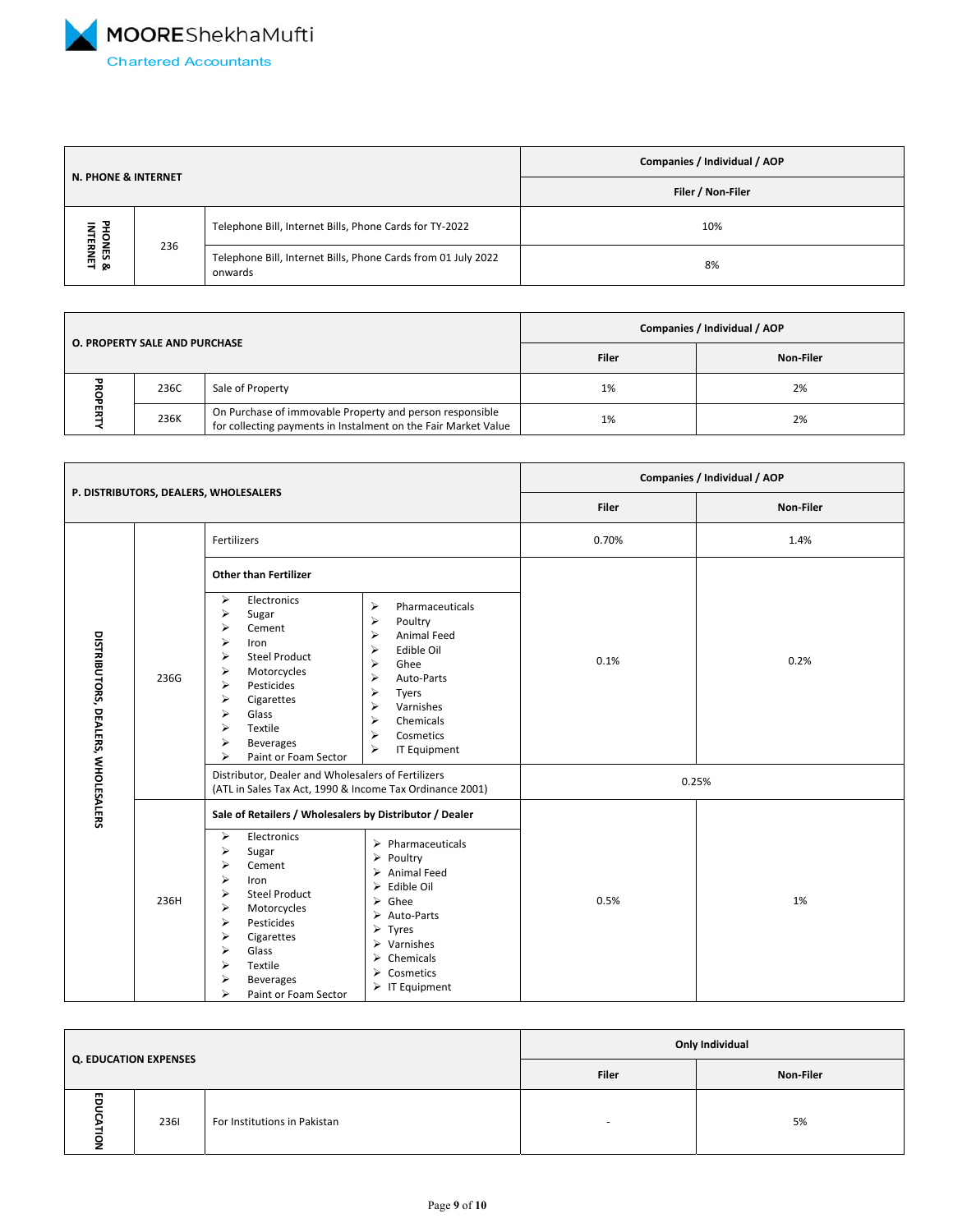| N. PHONE & INTERNET | | | Companies / Individual / AOP |
|---|---|---|---|
| | | | Filer / Non-Filer |
| PHONES & INTERNET | 236 | Telephone Bill, Internet Bills, Phone Cards for TY-2022 | 10% |
| | | Telephone Bill, Internet Bills, Phone Cards from 01 July 2022 onwards | 8% |

| O. PROPERTY SALE AND PURCHASE | | | Companies / Individual / AOP | |
|---|---|---|---|---|
| | | | Filer | Non-Filer |
| PROPERTY | 236C | Sale of Property | 1% | 2% |
| | 236K | On Purchase of immovable Property and person responsible for collecting payments in Instalment on the Fair Market Value | 1% | 2% |

| P. DISTRIBUTORS, DEALERS, WHOLESALERS | | | Companies / Individual / AOP | |
|---|---|---|---|---|
| | | | Filer | Non-Filer |
| DISTRIBUTORS, DEALERS, WHOLESALERS | 236G | Fertilizers | 0.70% | 1.4% |
| | | **Other than Fertilizer**<br>➢ Electronics<br>➢ Sugar<br>➢ Cement<br>➢ Iron<br>➢ Steel Product<br>➢ Motorcycles<br>➢ Pesticides<br>➢ Cigarettes<br>➢ Glass<br>➢ Textile<br>➢ Beverages<br>➢ Paint or Foam Sector<br>➢ Pharmaceuticals<br>➢ Poultry<br>➢ Animal Feed<br>➢ Edible Oil<br>➢ Ghee<br>➢ Auto-Parts<br>➢ Tyers<br>➢ Varnishes<br>➢ Chemicals<br>➢ Cosmetics<br>➢ IT Equipment | 0.1% | 0.2% |
| | | Distributor, Dealer and Wholesalers of Fertilizers (ATL in Sales Tax Act, 1990 & Income Tax Ordinance 2001) | 0.25% | |
| | 236H | **Sale of Retailers / Wholesalers by Distributor / Dealer**<br>➢ Electronics<br>➢ Sugar<br>➢ Cement<br>➢ Iron<br>➢ Steel Product<br>➢ Motorcycles<br>➢ Pesticides<br>➢ Cigarettes<br>➢ Glass<br>➢ Textile<br>➢ Beverages<br>➢ Paint or Foam Sector<br>➢ Pharmaceuticals<br>➢ Poultry<br>➢ Animal Feed<br>➢ Edible Oil<br>➢ Ghee<br>➢ Auto-Parts<br>➢ Tyres<br>➢ Varnishes<br>➢ Chemicals<br>➢ Cosmetics<br>➢ IT Equipment | 0.5% | 1% |

| Q. EDUCATION EXPENSES | | | Only Individual | |
|---|---|---|---|---|
| | | | Filer | Non-Filer |
| EDUCATION | 236I | For Institutions in Pakistan | - | 5% |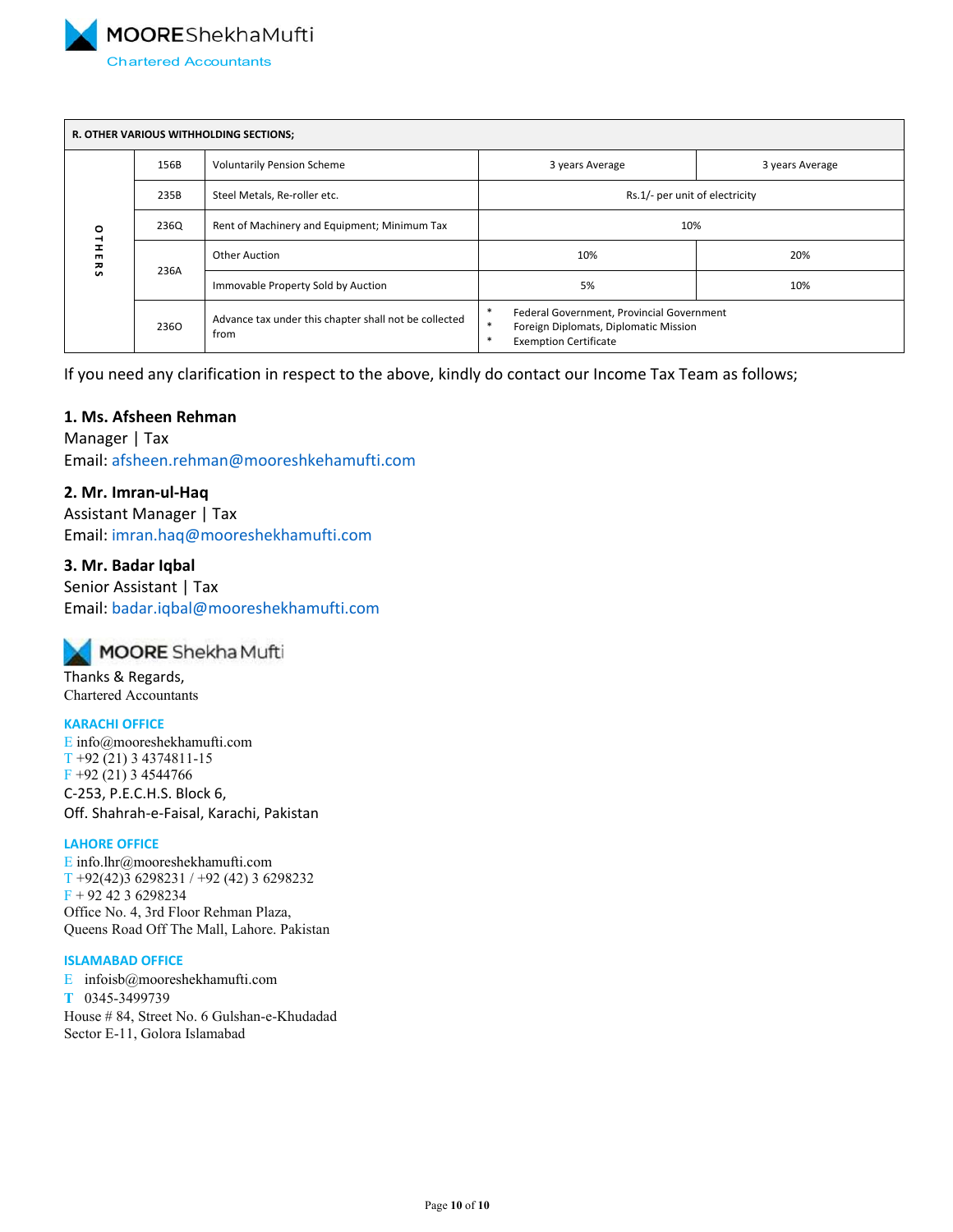| R. OTHER VARIOUS WITHHOLDING SECTIONS; | | | | |
|---|---|---|---|---|
| OTHERS | 156B | Voluntarily Pension Scheme | 3 years Average | 3 years Average |
| | 235B | Steel Metals, Re-roller etc. | Rs.1/- per unit of electricity | |
| | 236Q | Rent of Machinery and Equipment; Minimum Tax | 10% | |
| | 236A | Other Auction | 10% | 20% |
| | | Immovable Property Sold by Auction | 5% | 10% |
| | 236O | Advance tax under this chapter shall not be collected from | * Federal Government, Provincial Government<br>* Foreign Diplomats, Diplomatic Mission<br>* Exemption Certificate | |

If you need any clarification in respect to the above, kindly do contact our Income Tax Team as follows;

**1. Ms. Afsheen Rehman**
Manager | Tax
Email: afsheen.rehman@mooreshkehamufti.com

**2. Mr. Imran-ul-Haq**
Assistant Manager | Tax
Email: imran.haq@mooreshekhamufti.com

**3. Mr. Badar Iqbal**
Senior Assistant | Tax
Email: badar.iqbal@mooreshekhamufti.com

MOORE Shekha Mufti

Thanks & Regards,
Chartered Accountants

**KARACHI OFFICE**
E info@mooreshekhamufti.com
T +92 (21) 3 4374811-15
F +92 (21) 3 4544766
C-253, P.E.C.H.S. Block 6,
Off. Shahrah-e-Faisal, Karachi, Pakistan

**LAHORE OFFICE**
E info.lhr@mooreshekhamufti.com
T +92(42)3 6298231 / +92 (42) 3 6298232
F + 92 42 3 6298234
Office No. 4, 3rd Floor Rehman Plaza,
Queens Road Off The Mall, Lahore. Pakistan

**ISLAMABAD OFFICE**
E infoisb@mooreshekhamufti.com
T 0345-3499739
House # 84, Street No. 6 Gulshan-e-Khudadad
Sector E-11, Golora Islamabad